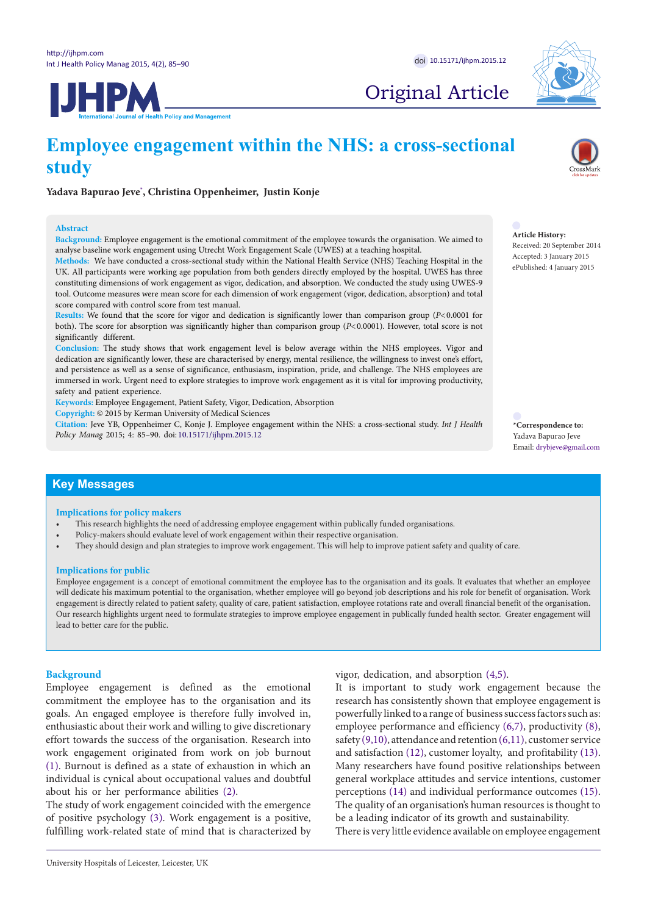Original Article

# Employee engagement within the NHS: a cross-sectional study

**Yadava Bapurao Jeve[*], Christina Oppenheimer, Justin Konje**

**Abstract**

**Background:** Employee engagement is the emotional commitment of the employee towards the organisation. We aimed to analyse baseline work engagement using Utrecht Work Engagement Scale (UWES) at a teaching hospital.

**Methods:** We have conducted a cross-sectional study within the National Health Service (NHS) Teaching Hospital in the UK. All participants were working age population from both genders directly employed by the hospital. UWES has three constituting dimensions of work engagement as vigor, dedication, and absorption. We conducted the study using UWES-9 tool. Outcome measures were mean score for each dimension of work engagement (vigor, dedication, absorption) and total score compared with control score from test manual.

**Results:** We found that the score for vigor and dedication is significantly lower than comparison group ($P<0.0001$ for both). The score for absorption was significantly higher than comparison group ($P<0.0001$). However, total score is not significantly different.

**Conclusion:** The study shows that work engagement level is below average within the NHS employees. Vigor and dedication are significantly lower, these are characterised by energy, mental resilience, the willingness to invest one's effort, and persistence as well as a sense of significance, enthusiasm, inspiration, pride, and challenge. The NHS employees are immersed in work. Urgent need to explore strategies to improve work engagement as it is vital for improving productivity, safety and patient experience.

**Keywords:** Employee Engagement, Patient Safety, Vigor, Dedication, Absorption

**Copyright:** © 2015 by Kerman University of Medical Sciences

**Citation:** Jeve YB, Oppenheimer C, Konje J. Employee engagement within the NHS: a cross-sectional study. *Int J Health Policy Manag* 2015; 4: 85–90. doi: 10.15171/ijhpm.2015.12

**Article History:**
Received: 20 September 2014
Accepted: 3 January 2015
ePublished: 4 January 2015

**\*Correspondence to:**
Yadava Bapurao Jeve
Email: drybjeve@gmail.com

## Key Messages

**Implications for policy makers**

- This research highlights the need of addressing employee engagement within publically funded organisations.
- Policy-makers should evaluate level of work engagement within their respective organisation.
- They should design and plan strategies to improve work engagement. This will help to improve patient safety and quality of care.

**Implications for public**

Employee engagement is a concept of emotional commitment the employee has to the organisation and its goals. It evaluates that whether an employee will dedicate his maximum potential to the organisation, whether employee will go beyond job descriptions and his role for benefit of organisation. Work engagement is directly related to patient safety, quality of care, patient satisfaction, employee rotations rate and overall financial benefit of the organisation. Our research highlights urgent need to formulate strategies to improve employee engagement in publically funded health sector. Greater engagement will lead to better care for the public.

## Background

Employee engagement is defined as the emotional commitment the employee has to the organisation and its goals. An engaged employee is therefore fully involved in, enthusiastic about their work and willing to give discretionary effort towards the success of the organisation. Research into work engagement originated from work on job burnout (1). Burnout is defined as a state of exhaustion in which an individual is cynical about occupational values and doubtful about his or her performance abilities (2).

The study of work engagement coincided with the emergence of positive psychology (3). Work engagement is a positive, fulfilling work-related state of mind that is characterized by vigor, dedication, and absorption (4,5).

It is important to study work engagement because the research has consistently shown that employee engagement is powerfully linked to a range of business success factors such as: employee performance and efficiency (6,7), productivity (8), safety (9,10), attendance and retention (6,11), customer service and satisfaction (12), customer loyalty, and profitability (13). Many researchers have found positive relationships between general workplace attitudes and service intentions, customer perceptions (14) and individual performance outcomes (15). The quality of an organisation's human resources is thought to be a leading indicator of its growth and sustainability.

There is very little evidence available on employee engagement

University Hospitals of Leicester, Leicester, UK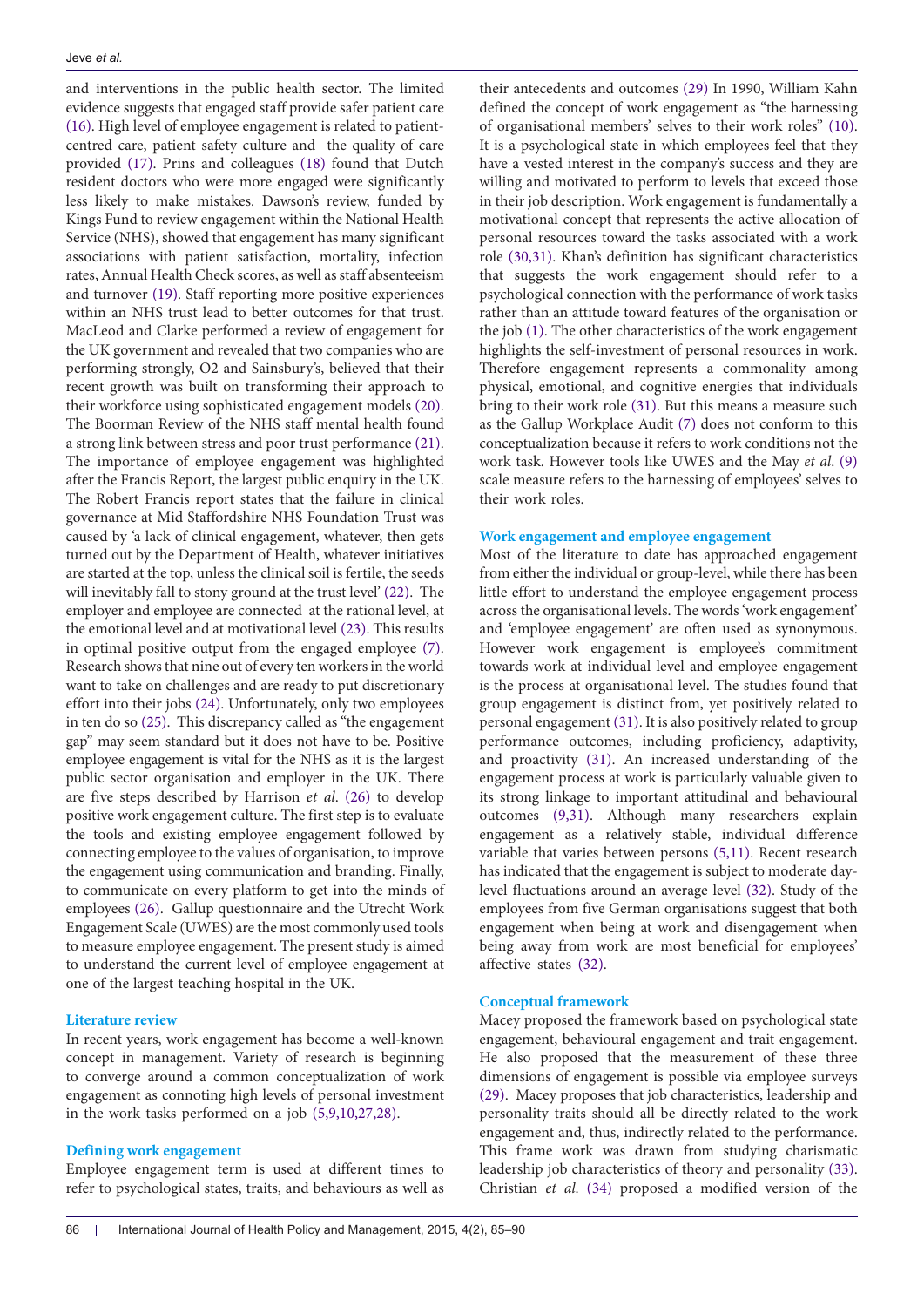and interventions in the public health sector. The limited evidence suggests that engaged staff provide safer patient care (16). High level of employee engagement is related to patient-centred care, patient safety culture and the quality of care provided (17). Prins and colleagues (18) found that Dutch resident doctors who were more engaged were significantly less likely to make mistakes. Dawson's review, funded by Kings Fund to review engagement within the National Health Service (NHS), showed that engagement has many significant associations with patient satisfaction, mortality, infection rates, Annual Health Check scores, as well as staff absenteeism and turnover (19). Staff reporting more positive experiences within an NHS trust lead to better outcomes for that trust. MacLeod and Clarke performed a review of engagement for the UK government and revealed that two companies who are performing strongly, O2 and Sainsbury's, believed that their recent growth was built on transforming their approach to their workforce using sophisticated engagement models (20). The Boorman Review of the NHS staff mental health found a strong link between stress and poor trust performance (21). The importance of employee engagement was highlighted after the Francis Report, the largest public enquiry in the UK. The Robert Francis report states that the failure in clinical governance at Mid Staffordshire NHS Foundation Trust was caused by 'a lack of clinical engagement, whatever, then gets turned out by the Department of Health, whatever initiatives are started at the top, unless the clinical soil is fertile, the seeds will inevitably fall to stony ground at the trust level' (22). The employer and employee are connected at the rational level, at the emotional level and at motivational level (23). This results in optimal positive output from the engaged employee (7). Research shows that nine out of every ten workers in the world want to take on challenges and are ready to put discretionary effort into their jobs (24). Unfortunately, only two employees in ten do so (25). This discrepancy called as "the engagement gap" may seem standard but it does not have to be. Positive employee engagement is vital for the NHS as it is the largest public sector organisation and employer in the UK. There are five steps described by Harrison *et al*. (26) to develop positive work engagement culture. The first step is to evaluate the tools and existing employee engagement followed by connecting employee to the values of organisation, to improve the engagement using communication and branding. Finally, to communicate on every platform to get into the minds of employees (26). Gallup questionnaire and the Utrecht Work Engagement Scale (UWES) are the most commonly used tools to measure employee engagement. The present study is aimed to understand the current level of employee engagement at one of the largest teaching hospital in the UK.

### Literature review

In recent years, work engagement has become a well-known concept in management. Variety of research is beginning to converge around a common conceptualization of work engagement as connoting high levels of personal investment in the work tasks performed on a job (5,9,10,27,28).

### Defining work engagement

Employee engagement term is used at different times to refer to psychological states, traits, and behaviours as well as their antecedents and outcomes (29) In 1990, William Kahn defined the concept of work engagement as "the harnessing of organisational members' selves to their work roles" (10). It is a psychological state in which employees feel that they have a vested interest in the company's success and they are willing and motivated to perform to levels that exceed those in their job description. Work engagement is fundamentally a motivational concept that represents the active allocation of personal resources toward the tasks associated with a work role (30,31). Khan's definition has significant characteristics that suggests the work engagement should refer to a psychological connection with the performance of work tasks rather than an attitude toward features of the organisation or the job (1). The other characteristics of the work engagement highlights the self-investment of personal resources in work. Therefore engagement represents a commonality among physical, emotional, and cognitive energies that individuals bring to their work role (31). But this means a measure such as the Gallup Workplace Audit (7) does not conform to this conceptualization because it refers to work conditions not the work task. However tools like UWES and the May *et al*. (9) scale measure refers to the harnessing of employees' selves to their work roles.

### Work engagement and employee engagement

Most of the literature to date has approached engagement from either the individual or group-level, while there has been little effort to understand the employee engagement process across the organisational levels. The words 'work engagement' and 'employee engagement' are often used as synonymous. However work engagement is employee's commitment towards work at individual level and employee engagement is the process at organisational level. The studies found that group engagement is distinct from, yet positively related to personal engagement (31). It is also positively related to group performance outcomes, including proficiency, adaptivity, and proactivity (31). An increased understanding of the engagement process at work is particularly valuable given to its strong linkage to important attitudinal and behavioural outcomes (9,31). Although many researchers explain engagement as a relatively stable, individual difference variable that varies between persons (5,11). Recent research has indicated that the engagement is subject to moderate day-level fluctuations around an average level (32). Study of the employees from five German organisations suggest that both engagement when being at work and disengagement when being away from work are most beneficial for employees' affective states (32).

### Conceptual framework

Macey proposed the framework based on psychological state engagement, behavioural engagement and trait engagement. He also proposed that the measurement of these three dimensions of engagement is possible via employee surveys (29). Macey proposes that job characteristics, leadership and personality traits should all be directly related to the work engagement and, thus, indirectly related to the performance. This frame work was drawn from studying charismatic leadership job characteristics of theory and personality (33). Christian *et al*. (34) proposed a modified version of the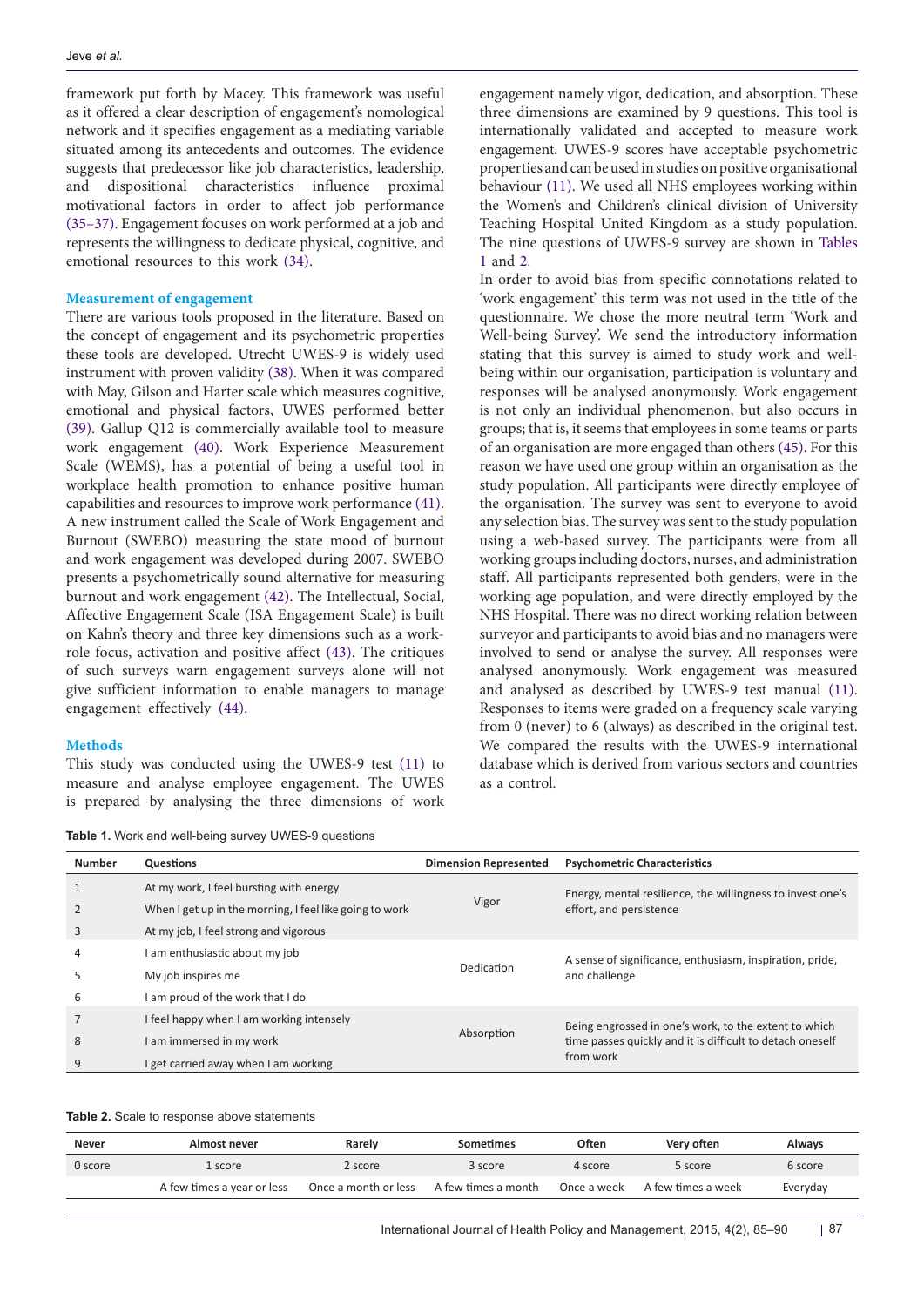framework put forth by Macey. This framework was useful as it offered a clear description of engagement's nomological network and it specifies engagement as a mediating variable situated among its antecedents and outcomes. The evidence suggests that predecessor like job characteristics, leadership, and dispositional characteristics influence proximal motivational factors in order to affect job performance (35–37). Engagement focuses on work performed at a job and represents the willingness to dedicate physical, cognitive, and emotional resources to this work (34).

### Measurement of engagement

There are various tools proposed in the literature. Based on the concept of engagement and its psychometric properties these tools are developed. Utrecht UWES-9 is widely used instrument with proven validity (38). When it was compared with May, Gilson and Harter scale which measures cognitive, emotional and physical factors, UWES performed better (39). Gallup Q12 is commercially available tool to measure work engagement (40). Work Experience Measurement Scale (WEMS), has a potential of being a useful tool in workplace health promotion to enhance positive human capabilities and resources to improve work performance (41). A new instrument called the Scale of Work Engagement and Burnout (SWEBO) measuring the state mood of burnout and work engagement was developed during 2007. SWEBO presents a psychometrically sound alternative for measuring burnout and work engagement (42). The Intellectual, Social, Affective Engagement Scale (ISA Engagement Scale) is built on Kahn's theory and three key dimensions such as a work-role focus, activation and positive affect (43). The critiques of such surveys warn engagement surveys alone will not give sufficient information to enable managers to manage engagement effectively (44).

### Methods

This study was conducted using the UWES-9 test (11) to measure and analyse employee engagement. The UWES is prepared by analysing the three dimensions of work engagement namely vigor, dedication, and absorption. These three dimensions are examined by 9 questions. This tool is internationally validated and accepted to measure work engagement. UWES-9 scores have acceptable psychometric properties and can be used in studies on positive organisational behaviour (11). We used all NHS employees working within the Women's and Children's clinical division of University Teaching Hospital United Kingdom as a study population. The nine questions of UWES-9 survey are shown in Tables 1 and 2.

In order to avoid bias from specific connotations related to 'work engagement' this term was not used in the title of the questionnaire. We chose the more neutral term 'Work and Well-being Survey'. We send the introductory information stating that this survey is aimed to study work and well-being within our organisation, participation is voluntary and responses will be analysed anonymously. Work engagement is not only an individual phenomenon, but also occurs in groups; that is, it seems that employees in some teams or parts of an organisation are more engaged than others (45). For this reason we have used one group within an organisation as the study population. All participants were directly employee of the organisation. The survey was sent to everyone to avoid any selection bias. The survey was sent to the study population using a web-based survey. The participants were from all working groups including doctors, nurses, and administration staff. All participants represented both genders, were in the working age population, and were directly employed by the NHS Hospital. There was no direct working relation between surveyor and participants to avoid bias and no managers were involved to send or analyse the survey. All responses were analysed anonymously. Work engagement was measured and analysed as described by UWES-9 test manual (11). Responses to items were graded on a frequency scale varying from 0 (never) to 6 (always) as described in the original test. We compared the results with the UWES-9 international database which is derived from various sectors and countries as a control.

**Table 1.** Work and well-being survey UWES-9 questions

| Number | Questions | Dimension Represented | Psychometric Characteristics |
|---|---|---|---|
| 1 | At my work, I feel bursting with energy | Vigor | Energy, mental resilience, the willingness to invest one's effort, and persistence |
| 2 | When I get up in the morning, I feel like going to work | | |
| 3 | At my job, I feel strong and vigorous | | |
| 4 | I am enthusiastic about my job | Dedication | A sense of significance, enthusiasm, inspiration, pride, and challenge |
| 5 | My job inspires me | | |
| 6 | I am proud of the work that I do | | |
| 7 | I feel happy when I am working intensely | Absorption | Being engrossed in one's work, to the extent to which time passes quickly and it is difficult to detach oneself from work |
| 8 | I am immersed in my work | | |
| 9 | I get carried away when I am working | | |

**Table 2.** Scale to response above statements

| Never | Almost never | Rarely | Sometimes | Often | Very often | Always |
|---|---|---|---|---|---|---|
| 0 score | 1 score | 2 score | 3 score | 4 score | 5 score | 6 score |
| | A few times a year or less | Once a month or less | A few times a month | Once a week | A few times a week | Everyday |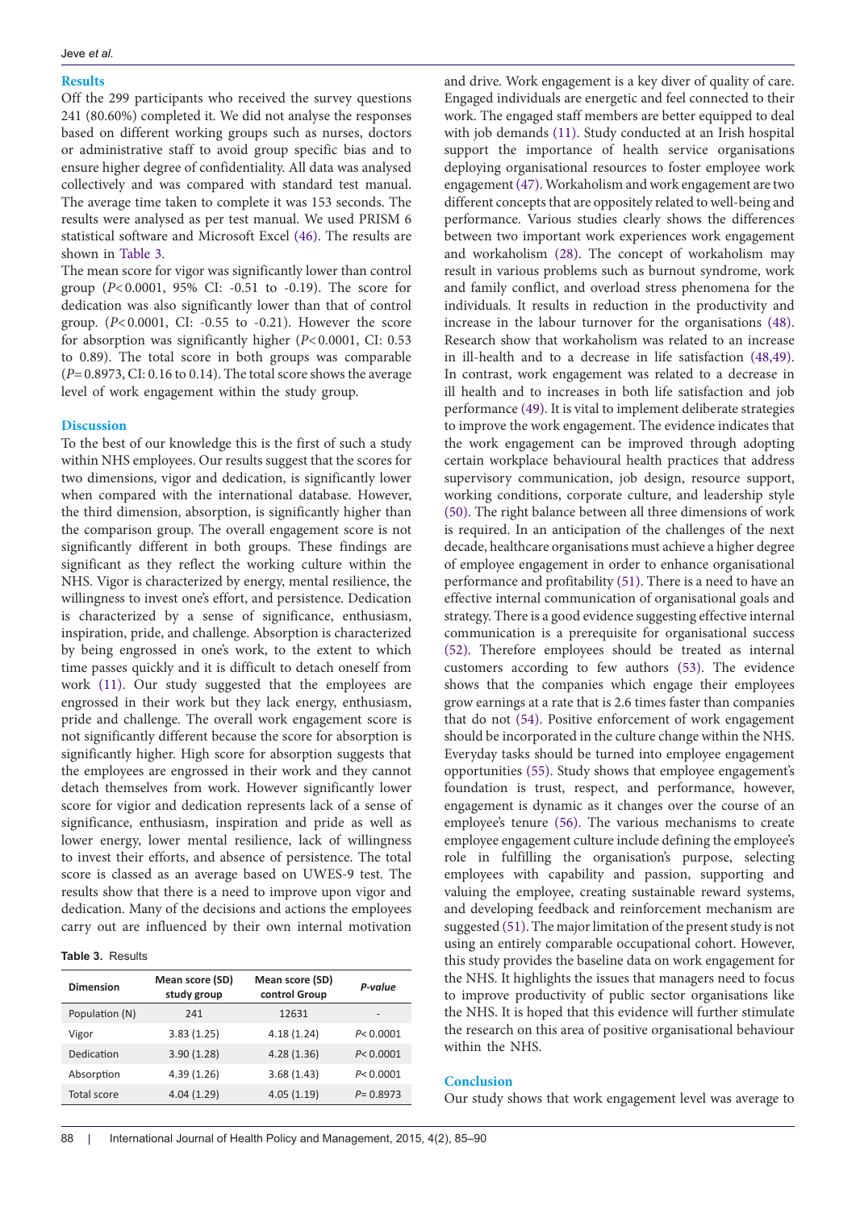## Results

Off the 299 participants who received the survey questions 241 (80.60%) completed it. We did not analyse the responses based on different working groups such as nurses, doctors or administrative staff to avoid group specific bias and to ensure higher degree of confidentiality. All data was analysed collectively and was compared with standard test manual. The average time taken to complete it was 153 seconds. The results were analysed as per test manual. We used PRISM 6 statistical software and Microsoft Excel (46). The results are shown in Table 3.

The mean score for vigor was significantly lower than control group ($P<0.0001$, 95% CI: -0.51 to -0.19). The score for dedication was also significantly lower than that of control group. ($P<0.0001$, CI: -0.55 to -0.21). However the score for absorption was significantly higher ($P<0.0001$, CI: 0.53 to 0.89). The total score in both groups was comparable ($P=0.8973$, CI: 0.16 to 0.14). The total score shows the average level of work engagement within the study group.

## Discussion

To the best of our knowledge this is the first of such a study within NHS employees. Our results suggest that the scores for two dimensions, vigor and dedication, is significantly lower when compared with the international database. However, the third dimension, absorption, is significantly higher than the comparison group. The overall engagement score is not significantly different in both groups. These findings are significant as they reflect the working culture within the NHS. Vigor is characterized by energy, mental resilience, the willingness to invest one's effort, and persistence. Dedication is characterized by a sense of significance, enthusiasm, inspiration, pride, and challenge. Absorption is characterized by being engrossed in one's work, to the extent to which time passes quickly and it is difficult to detach oneself from work (11). Our study suggested that the employees are engrossed in their work but they lack energy, enthusiasm, pride and challenge. The overall work engagement score is not significantly different because the score for absorption is significantly higher. High score for absorption suggests that the employees are engrossed in their work and they cannot detach themselves from work. However significantly lower score for vigior and dedication represents lack of a sense of significance, enthusiasm, inspiration and pride as well as lower energy, lower mental resilience, lack of willingness to invest their efforts, and absence of persistence. The total score is classed as an average based on UWES-9 test. The results show that there is a need to improve upon vigor and dedication. Many of the decisions and actions the employees carry out are influenced by their own internal motivation

**Table 3.** Results

| Dimension | Mean score (SD) study group | Mean score (SD) control Group | *P-value* |
|---|---|---|---|
| Population (N) | 241 | 12631 | - |
| Vigor | 3.83 (1.25) | 4.18 (1.24) | $P<0.0001$ |
| Dedication | 3.90 (1.28) | 4.28 (1.36) | $P<0.0001$ |
| Absorption | 4.39 (1.26) | 3.68 (1.43) | $P<0.0001$ |
| Total score | 4.04 (1.29) | 4.05 (1.19) | $P=0.8973$ |

and drive. Work engagement is a key diver of quality of care. Engaged individuals are energetic and feel connected to their work. The engaged staff members are better equipped to deal with job demands (11). Study conducted at an Irish hospital support the importance of health service organisations deploying organisational resources to foster employee work engagement (47). Workaholism and work engagement are two different concepts that are oppositely related to well-being and performance. Various studies clearly shows the differences between two important work experiences work engagement and workaholism (28). The concept of workaholism may result in various problems such as burnout syndrome, work and family conflict, and overload stress phenomena for the individuals. It results in reduction in the productivity and increase in the labour turnover for the organisations (48). Research show that workaholism was related to an increase in ill-health and to a decrease in life satisfaction (48,49). In contrast, work engagement was related to a decrease in ill health and to increases in both life satisfaction and job performance (49). It is vital to implement deliberate strategies to improve the work engagement. The evidence indicates that the work engagement can be improved through adopting certain workplace behavioural health practices that address supervisory communication, job design, resource support, working conditions, corporate culture, and leadership style (50). The right balance between all three dimensions of work is required. In an anticipation of the challenges of the next decade, healthcare organisations must achieve a higher degree of employee engagement in order to enhance organisational performance and profitability (51). There is a need to have an effective internal communication of organisational goals and strategy. There is a good evidence suggesting effective internal communication is a prerequisite for organisational success (52). Therefore employees should be treated as internal customers according to few authors (53). The evidence shows that the companies which engage their employees grow earnings at a rate that is 2.6 times faster than companies that do not (54). Positive enforcement of work engagement should be incorporated in the culture change within the NHS. Everyday tasks should be turned into employee engagement opportunities (55). Study shows that employee engagement's foundation is trust, respect, and performance, however, engagement is dynamic as it changes over the course of an employee's tenure (56). The various mechanisms to create employee engagement culture include defining the employee's role in fulfilling the organisation's purpose, selecting employees with capability and passion, supporting and valuing the employee, creating sustainable reward systems, and developing feedback and reinforcement mechanism are suggested (51). The major limitation of the present study is not using an entirely comparable occupational cohort. However, this study provides the baseline data on work engagement for the NHS. It highlights the issues that managers need to focus to improve productivity of public sector organisations like the NHS. It is hoped that this evidence will further stimulate the research on this area of positive organisational behaviour within the NHS.

## Conclusion

Our study shows that work engagement level was average to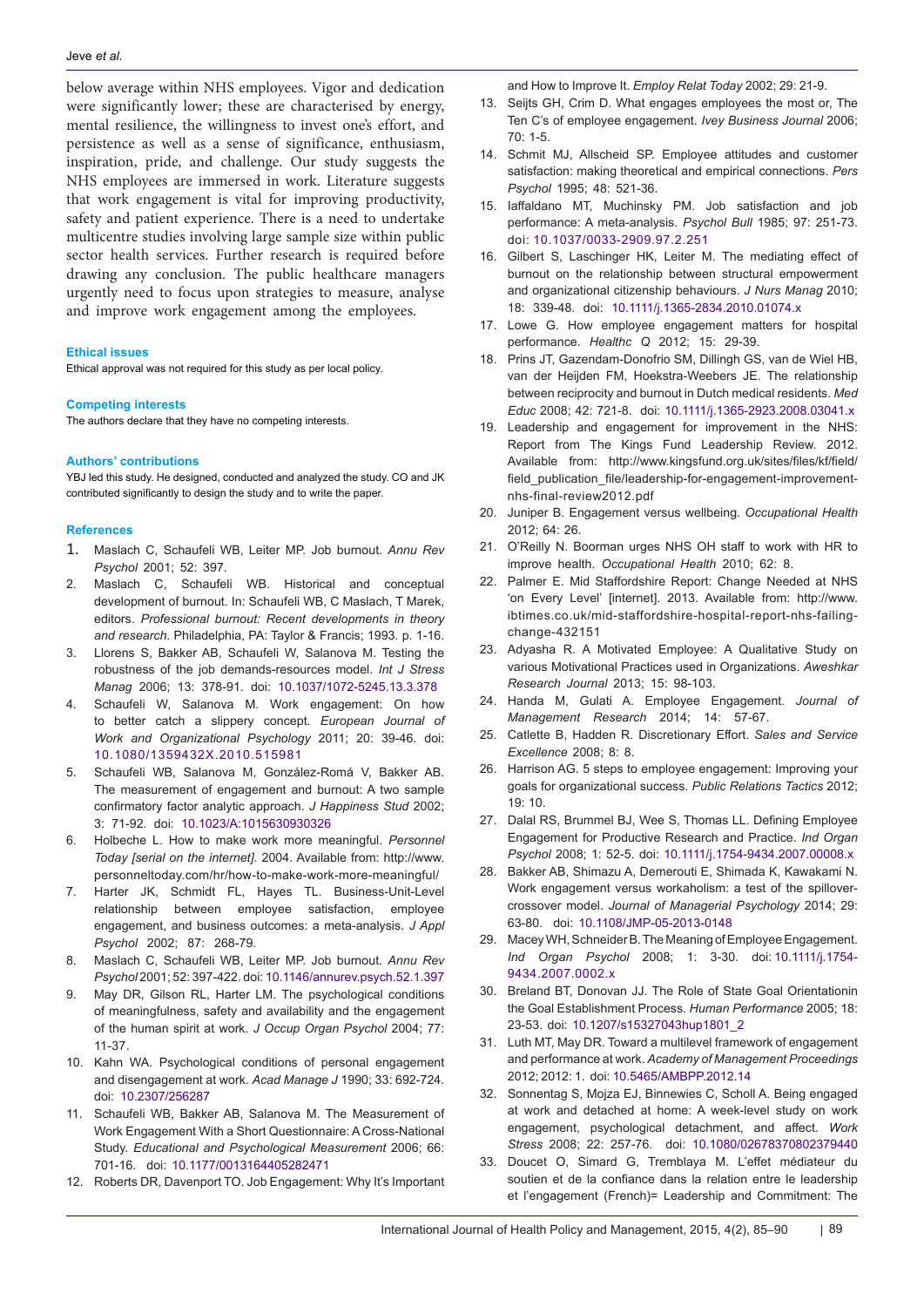below average within NHS employees. Vigor and dedication were significantly lower; these are characterised by energy, mental resilience, the willingness to invest one's effort, and persistence as well as a sense of significance, enthusiasm, inspiration, pride, and challenge. Our study suggests the NHS employees are immersed in work. Literature suggests that work engagement is vital for improving productivity, safety and patient experience. There is a need to undertake multicentre studies involving large sample size within public sector health services. Further research is required before drawing any conclusion. The public healthcare managers urgently need to focus upon strategies to measure, analyse and improve work engagement among the employees.

#### Ethical issues
Ethical approval was not required for this study as per local policy.

#### Competing interests
The authors declare that they have no competing interests.

#### Authors' contributions
YBJ led this study. He designed, conducted and analyzed the study. CO and JK contributed significantly to design the study and to write the paper.

#### References
1. Maslach C, Schaufeli WB, Leiter MP. Job burnout. *Annu Rev Psychol* 2001; 52: 397.
2. Maslach C, Schaufeli WB. Historical and conceptual development of burnout. In: Schaufeli WB, C Maslach, T Marek, editors. *Professional burnout: Recent developments in theory and research*. Philadelphia, PA: Taylor & Francis; 1993. p. 1-16.
3. Llorens S, Bakker AB, Schaufeli W, Salanova M. Testing the robustness of the job demands-resources model. *Int J Stress Manag* 2006; 13: 378-91. doi: 10.1037/1072-5245.13.3.378
4. Schaufeli W, Salanova M. Work engagement: On how to better catch a slippery concept. *European Journal of Work and Organizational Psychology* 2011; 20: 39-46. doi: 10.1080/1359432X.2010.515981
5. Schaufeli WB, Salanova M, González-Romá V, Bakker AB. The measurement of engagement and burnout: A two sample confirmatory factor analytic approach. *J Happiness Stud* 2002; 3: 71-92. doi: 10.1023/A:1015630930326
6. Holbeche L. How to make work more meaningful. *Personnel Today [serial on the internet].* 2004. Available from: http://www.personneltoday.com/hr/how-to-make-work-more-meaningful/
7. Harter JK, Schmidt FL, Hayes TL. Business-Unit-Level relationship between employee satisfaction, employee engagement, and business outcomes: a meta-analysis. *J Appl Psychol* 2002; 87: 268-79.
8. Maslach C, Schaufeli WB, Leiter MP. Job burnout. *Annu Rev Psychol* 2001; 52: 397-422. doi: 10.1146/annurev.psych.52.1.397
9. May DR, Gilson RL, Harter LM. The psychological conditions of meaningfulness, safety and availability and the engagement of the human spirit at work. *J Occup Organ Psychol* 2004; 77: 11-37.
10. Kahn WA. Psychological conditions of personal engagement and disengagement at work. *Acad Manage J* 1990; 33: 692-724. doi: 10.2307/256287
11. Schaufeli WB, Bakker AB, Salanova M. The Measurement of Work Engagement With a Short Questionnaire: A Cross-National Study. *Educational and Psychological Measurement* 2006; 66: 701-16. doi: 10.1177/0013164405282471
12. Roberts DR, Davenport TO. Job Engagement: Why It's Important and How to Improve It. *Employ Relat Today* 2002; 29: 21-9.
13. Seijts GH, Crim D. What engages employees the most or, The Ten C's of employee engagement. *Ivey Business Journal* 2006; 70: 1-5.
14. Schmit MJ, Allscheid SP. Employee attitudes and customer satisfaction: making theoretical and empirical connections. *Pers Psychol* 1995; 48: 521-36.
15. Iaffaldano MT, Muchinsky PM. Job satisfaction and job performance: A meta-analysis. *Psychol Bull* 1985; 97: 251-73. doi: 10.1037/0033-2909.97.2.251
16. Gilbert S, Laschinger HK, Leiter M. The mediating effect of burnout on the relationship between structural empowerment and organizational citizenship behaviours. *J Nurs Manag* 2010; 18: 339-48. doi: 10.1111/j.1365-2834.2010.01074.x
17. Lowe G. How employee engagement matters for hospital performance. *Healthc Q* 2012; 15: 29-39.
18. Prins JT, Gazendam-Donofrio SM, Dillingh GS, van de Wiel HB, van der Heijden FM, Hoekstra-Weebers JE. The relationship between reciprocity and burnout in Dutch medical residents. *Med Educ* 2008; 42: 721-8. doi: 10.1111/j.1365-2923.2008.03041.x
19. Leadership and engagement for improvement in the NHS: Report from The Kings Fund Leadership Review. 2012. Available from: http://www.kingsfund.org.uk/sites/files/kf/field/field_publication_file/leadership-for-engagement-improvement-nhs-final-review2012.pdf
20. Juniper B. Engagement versus wellbeing. *Occupational Health* 2012; 64: 26.
21. O'Reilly N. Boorman urges NHS OH staff to work with HR to improve health. *Occupational Health* 2010; 62: 8.
22. Palmer E. Mid Staffordshire Report: Change Needed at NHS 'on Every Level' [internet]. 2013. Available from: http://www.ibtimes.co.uk/mid-staffordshire-hospital-report-nhs-failing-change-432151
23. Adyasha R. A Motivated Employee: A Qualitative Study on various Motivational Practices used in Organizations. *Aweshkar Research Journal* 2013; 15: 98-103.
24. Handa M, Gulati A. Employee Engagement. *Journal of Management Research* 2014; 14: 57-67.
25. Catlette B, Hadden R. Discretionary Effort. *Sales and Service Excellence* 2008; 8: 8.
26. Harrison AG. 5 steps to employee engagement: Improving your goals for organizational success. *Public Relations Tactics* 2012; 19: 10.
27. Dalal RS, Brummel BJ, Wee S, Thomas LL. Defining Employee Engagement for Productive Research and Practice. *Ind Organ Psychol* 2008; 1: 52-5. doi: 10.1111/j.1754-9434.2007.00008.x
28. Bakker AB, Shimazu A, Demerouti E, Shimada K, Kawakami N. Work engagement versus workaholism: a test of the spillover-crossover model. *Journal of Managerial Psychology* 2014; 29: 63-80. doi: 10.1108/JMP-05-2013-0148
29. Macey WH, Schneider B. The Meaning of Employee Engagement. *Ind Organ Psychol* 2008; 1: 3-30. doi: 10.1111/j.1754-9434.2007.0002.x
30. Breland BT, Donovan JJ. The Role of State Goal Orientationin the Goal Establishment Process. *Human Performance* 2005; 18: 23-53. doi: 10.1207/s15327043hup1801_2
31. Luth MT, May DR. Toward a multilevel framework of engagement and performance at work. *Academy of Management Proceedings* 2012; 2012: 1. doi: 10.5465/AMBPP.2012.14
32. Sonnentag S, Mojza EJ, Binnewies C, Scholl A. Being engaged at work and detached at home: A week-level study on work engagement, psychological detachment, and affect. *Work Stress* 2008; 22: 257-76. doi: 10.1080/02678370802379440
33. Doucet O, Simard G, Tremblaya M. L'effet médiateur du soutien et de la confiance dans la relation entre le leadership et l'engagement (French)= Leadership and Commitment: The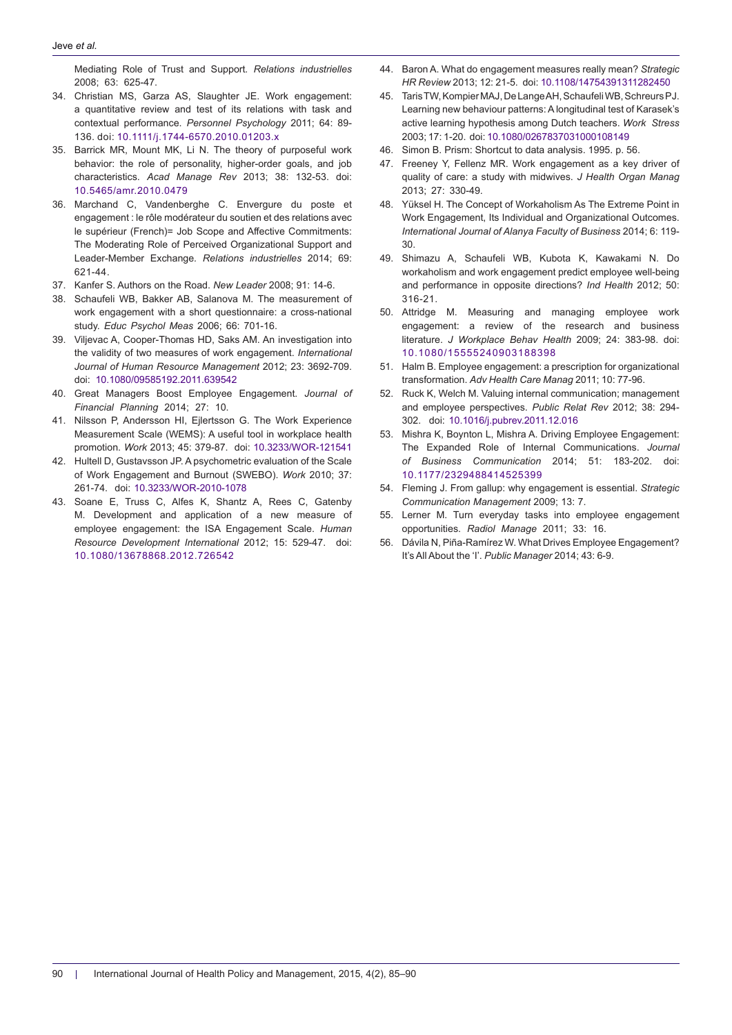Mediating Role of Trust and Support. *Relations industrielles* 2008; 63: 625-47.

34. Christian MS, Garza AS, Slaughter JE. Work engagement: a quantitative review and test of its relations with task and contextual performance. *Personnel Psychology* 2011; 64: 89-136. doi: 10.1111/j.1744-6570.2010.01203.x
35. Barrick MR, Mount MK, Li N. The theory of purposeful work behavior: the role of personality, higher-order goals, and job characteristics. *Acad Manage Rev* 2013; 38: 132-53. doi: 10.5465/amr.2010.0479
36. Marchand C, Vandenberghe C. Envergure du poste et engagement : le rôle modérateur du soutien et des relations avec le supérieur (French)= Job Scope and Affective Commitments: The Moderating Role of Perceived Organizational Support and Leader-Member Exchange. *Relations industrielles* 2014; 69: 621-44.
37. Kanfer S. Authors on the Road. *New Leader* 2008; 91: 14-6.
38. Schaufeli WB, Bakker AB, Salanova M. The measurement of work engagement with a short questionnaire: a cross-national study. *Educ Psychol Meas* 2006; 66: 701-16.
39. Viljevac A, Cooper-Thomas HD, Saks AM. An investigation into the validity of two measures of work engagement. *International Journal of Human Resource Management* 2012; 23: 3692-709. doi: 10.1080/09585192.2011.639542
40. Great Managers Boost Employee Engagement. *Journal of Financial Planning* 2014; 27: 10.
41. Nilsson P, Andersson HI, Ejlertsson G. The Work Experience Measurement Scale (WEMS): A useful tool in workplace health promotion. *Work* 2013; 45: 379-87. doi: 10.3233/WOR-121541
42. Hultell D, Gustavsson JP. A psychometric evaluation of the Scale of Work Engagement and Burnout (SWEBO). *Work* 2010; 37: 261-74. doi: 10.3233/WOR-2010-1078
43. Soane E, Truss C, Alfes K, Shantz A, Rees C, Gatenby M. Development and application of a new measure of employee engagement: the ISA Engagement Scale. *Human Resource Development International* 2012; 15: 529-47. doi: 10.1080/13678868.2012.726542
44. Baron A. What do engagement measures really mean? *Strategic HR Review* 2013; 12: 21-5. doi: 10.1108/14754391311282450
45. Taris TW, Kompier MAJ, De Lange AH, Schaufeli WB, Schreurs PJ. Learning new behaviour patterns: A longitudinal test of Karasek's active learning hypothesis among Dutch teachers. *Work Stress* 2003; 17: 1-20. doi: 10.1080/0267837031000108149
46. Simon B. Prism: Shortcut to data analysis. 1995. p. 56.
47. Freeney Y, Fellenz MR. Work engagement as a key driver of quality of care: a study with midwives. *J Health Organ Manag* 2013; 27: 330-49.
48. Yüksel H. The Concept of Workaholism As The Extreme Point in Work Engagement, Its Individual and Organizational Outcomes. *International Journal of Alanya Faculty of Business* 2014; 6: 119-30.
49. Shimazu A, Schaufeli WB, Kubota K, Kawakami N. Do workaholism and work engagement predict employee well-being and performance in opposite directions? *Ind Health* 2012; 50: 316-21.
50. Attridge M. Measuring and managing employee work engagement: a review of the research and business literature. *J Workplace Behav Health* 2009; 24: 383-98. doi: 10.1080/15555240903188398
51. Halm B. Employee engagement: a prescription for organizational transformation. *Adv Health Care Manag* 2011; 10: 77-96.
52. Ruck K, Welch M. Valuing internal communication; management and employee perspectives. *Public Relat Rev* 2012; 38: 294-302. doi: 10.1016/j.pubrev.2011.12.016
53. Mishra K, Boynton L, Mishra A. Driving Employee Engagement: The Expanded Role of Internal Communications. *Journal of Business Communication* 2014; 51: 183-202. doi: 10.1177/2329488414525399
54. Fleming J. From gallup: why engagement is essential. *Strategic Communication Management* 2009; 13: 7.
55. Lerner M. Turn everyday tasks into employee engagement opportunities. *Radiol Manage* 2011; 33: 16.
56. Dávila N, Piña-Ramírez W. What Drives Employee Engagement? It's All About the 'I'. *Public Manager* 2014; 43: 6-9.